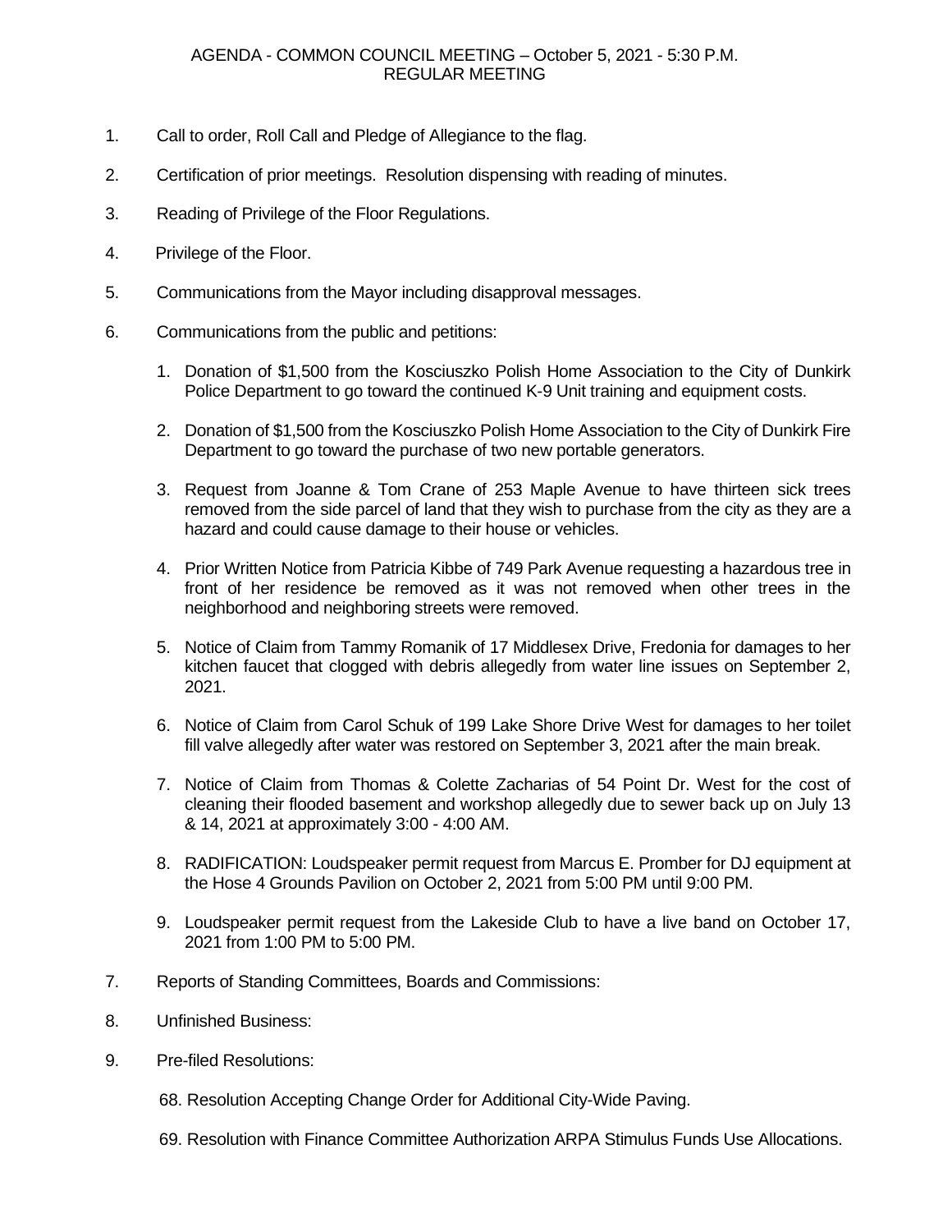# AGENDA - COMMON COUNCIL MEETING – October 5, 2021 - 5:30 P.M.
## REGULAR MEETING

1. Call to order, Roll Call and Pledge of Allegiance to the flag.

2. Certification of prior meetings. Resolution dispensing with reading of minutes.

3. Reading of Privilege of the Floor Regulations.

4. Privilege of the Floor.

5. Communications from the Mayor including disapproval messages.

6. Communications from the public and petitions:

    1. Donation of $1,500 from the Kosciuszko Polish Home Association to the City of Dunkirk Police Department to go toward the continued K-9 Unit training and equipment costs.

    2. Donation of $1,500 from the Kosciuszko Polish Home Association to the City of Dunkirk Fire Department to go toward the purchase of two new portable generators.

    3. Request from Joanne & Tom Crane of 253 Maple Avenue to have thirteen sick trees removed from the side parcel of land that they wish to purchase from the city as they are a hazard and could cause damage to their house or vehicles.

    4. Prior Written Notice from Patricia Kibbe of 749 Park Avenue requesting a hazardous tree in front of her residence be removed as it was not removed when other trees in the neighborhood and neighboring streets were removed.

    5. Notice of Claim from Tammy Romanik of 17 Middlesex Drive, Fredonia for damages to her kitchen faucet that clogged with debris allegedly from water line issues on September 2, 2021.

    6. Notice of Claim from Carol Schuk of 199 Lake Shore Drive West for damages to her toilet fill valve allegedly after water was restored on September 3, 2021 after the main break.

    7. Notice of Claim from Thomas & Colette Zacharias of 54 Point Dr. West for the cost of cleaning their flooded basement and workshop allegedly due to sewer back up on July 13 & 14, 2021 at approximately 3:00 - 4:00 AM.

    8. RADIFICATION: Loudspeaker permit request from Marcus E. Promber for DJ equipment at the Hose 4 Grounds Pavilion on October 2, 2021 from 5:00 PM until 9:00 PM.

    9. Loudspeaker permit request from the Lakeside Club to have a live band on October 17, 2021 from 1:00 PM to 5:00 PM.

7. Reports of Standing Committees, Boards and Commissions:

8. Unfinished Business:

9. Pre-filed Resolutions:

    68. Resolution Accepting Change Order for Additional City-Wide Paving.

    69. Resolution with Finance Committee Authorization ARPA Stimulus Funds Use Allocations.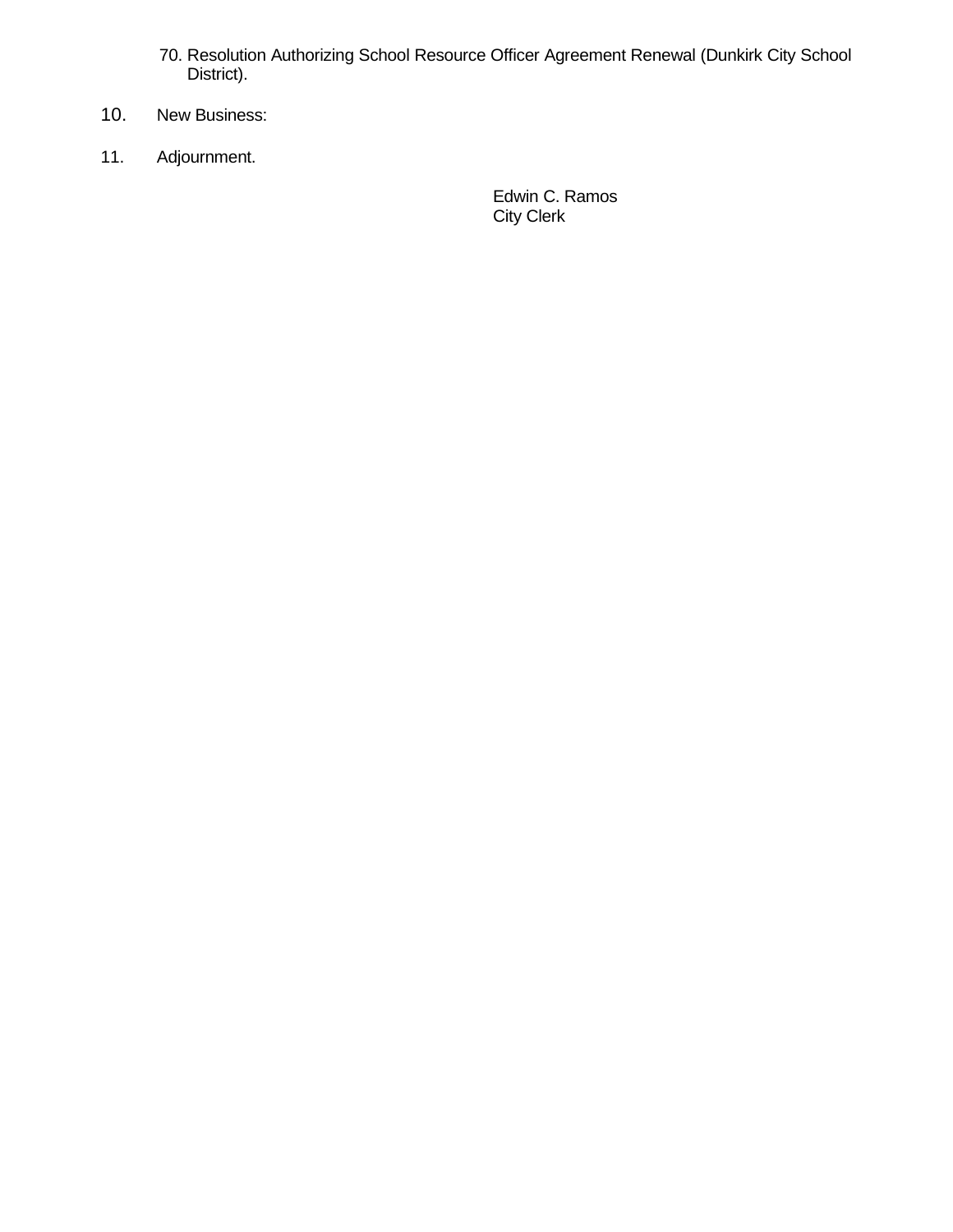70. Resolution Authorizing School Resource Officer Agreement Renewal (Dunkirk City School District).

10. New Business:

11. Adjournment.

Edwin C. Ramos
City Clerk